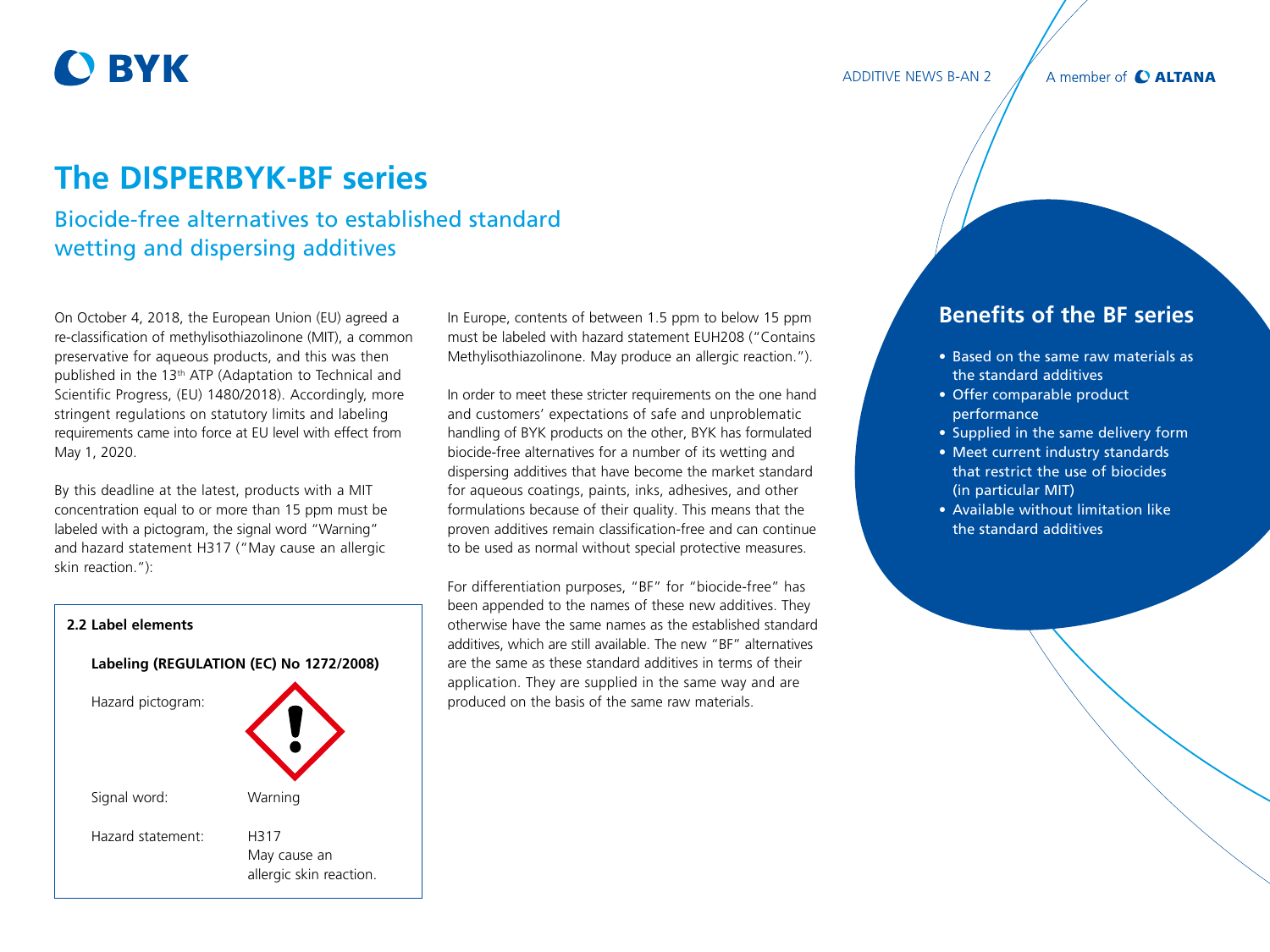# The DISPERBYK-BF series

## Biocide-free alternatives to established standard wetting and dispersing additives

On October 4, 2018, the European Union (EU) agreed a re-classification of methylisothiazolinone (MIT), a common preservative for aqueous products, and this was then published in the 13th ATP (Adaptation to Technical and Scientific Progress, (EU) 1480/2018). Accordingly, more stringent regulations on statutory limits and labeling requirements came into force at EU level with effect from May 1, 2020.

By this deadline at the latest, products with a MIT concentration equal to or more than 15 ppm must be labeled with a pictogram, the signal word "Warning" and hazard statement H317 ("May cause an allergic skin reaction."):

**2.2 Label elements**

**Labeling (REGULATION (EC) No 1272/2008)**

| | |
|---|---|
| Hazard pictogram: | |
| Signal word: | Warning |
| Hazard statement: | H317<br>May cause an allergic skin reaction. |

In Europe, contents of between 1.5 ppm to below 15 ppm must be labeled with hazard statement EUH208 ("Contains Methylisothiazolinone. May produce an allergic reaction.").

In order to meet these stricter requirements on the one hand and customers' expectations of safe and unproblematic handling of BYK products on the other, BYK has formulated biocide-free alternatives for a number of its wetting and dispersing additives that have become the market standard for aqueous coatings, paints, inks, adhesives, and other formulations because of their quality. This means that the proven additives remain classification-free and can continue to be used as normal without special protective measures.

For differentiation purposes, "BF" for "biocide-free" has been appended to the names of these new additives. They otherwise have the same names as the established standard additives, which are still available. The new "BF" alternatives are the same as these standard additives in terms of their application. They are supplied in the same way and are produced on the basis of the same raw materials.

## Benefits of the BF series

- Based on the same raw materials as the standard additives
- Offer comparable product performance
- Supplied in the same delivery form
- Meet current industry standards that restrict the use of biocides (in particular MIT)
- Available without limitation like the standard additives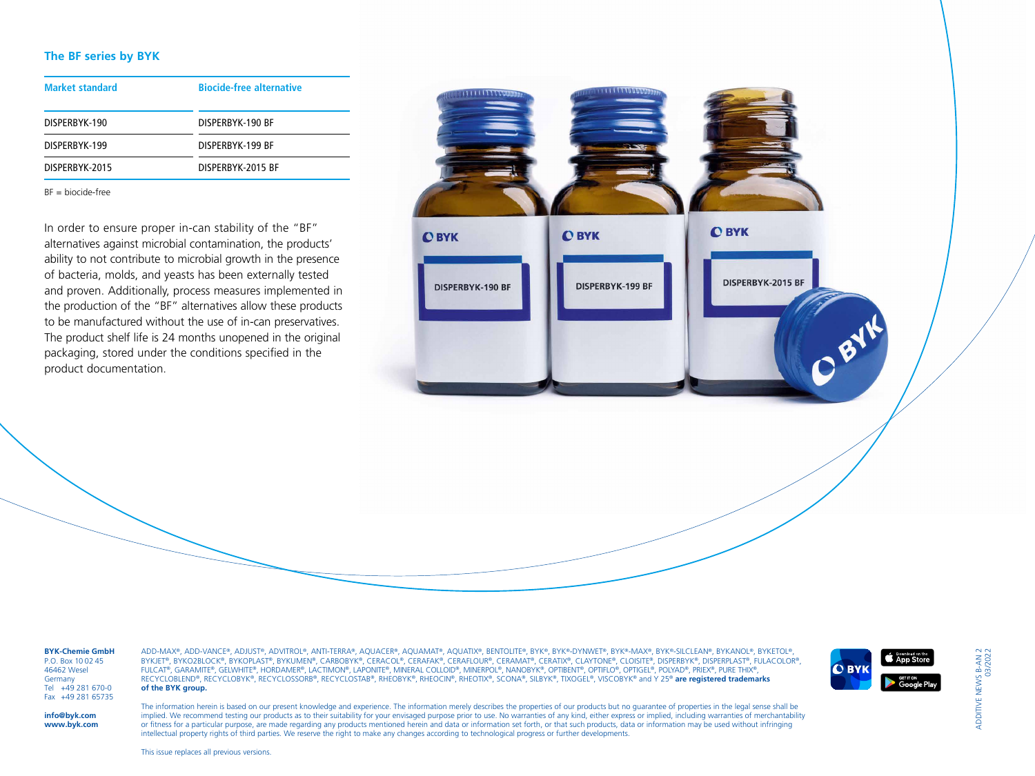### The BF series by BYK

| Market standard | Biocide-free alternative |
|---|---|
| DISPERBYK-190 | DISPERBYK-190 BF |
| DISPERBYK-199 | DISPERBYK-199 BF |
| DISPERBYK-2015 | DISPERBYK-2015 BF |

BF = biocide-free

In order to ensure proper in-can stability of the "BF" alternatives against microbial contamination, the products' ability to not contribute to microbial growth in the presence of bacteria, molds, and yeasts has been externally tested and proven. Additionally, process measures implemented in the production of the "BF" alternatives allow these products to be manufactured without the use of in-can preservatives. The product shelf life is 24 months unopened in the original packaging, stored under the conditions specified in the product documentation.

**BYK-Chemie GmbH**
P.O. Box 10 02 45
46462 Wesel
Germany
Tel +49 281 670-0
Fax +49 281 65735

**info@byk.com**
**www.byk.com**

ADD-MAX®, ADD-VANCE®, ADJUST®, ADVITROL®, ANTI-TERRA®, AQUACER®, AQUAMAT®, AQUATIX®, BENTOLITE®, BYK®, BYK®-DYNWET®, BYK®-MAX®, BYK®-SILCLEAN®, BYKANOL®, BYKETOL®, BYKJET®, BYKO2BLOCK®, BYKOPLAST®, BYKUMEN®, CARBOBYK®, CERACOL®, CERAFAK®, CERAFLOUR®, CERAMAT®, CERATIX®, CLAYTONE®, CLOISITE®, DISPERBYK®, DISPERPLAST®, FULACOLOR®, FULCAT®, GARAMITE®, GELWHITE®, HORDAMER®, LACTIMON®, LAPONITE®, MINERAL COLLOID®, MINERPOL®, NANOBYK®, OPTIBENT®, OPTIFLO®, OPTIGEL®, POLYAD®, PRIEX®, PURE THIX®, RECYCLOBLEND®, RECYCLOBYK®, RECYCLOSSORB®, RECYCLOSTAB®, RHEOBYK®, RHEOCIN®, RHEOTIX®, SCONA®, SILBYK®, TIXOGEL®, VISCOBYK® and Y 25® **are registered trademarks of the BYK group.**

The information herein is based on our present knowledge and experience. The information merely describes the properties of our products but no guarantee of properties in the legal sense shall be implied. We recommend testing our products as to their suitability for your envisaged purpose prior to use. No warranties of any kind, either express or implied, including warranties of merchantability or fitness for a particular purpose, are made regarding any products mentioned herein and data or information set forth, or that such products, data or information may be used without infringing intellectual property rights of third parties. We reserve the right to make any changes according to technological progress or further developments.

This issue replaces all previous versions.

ADDITIVE NEWS B-AN 2
03/2022